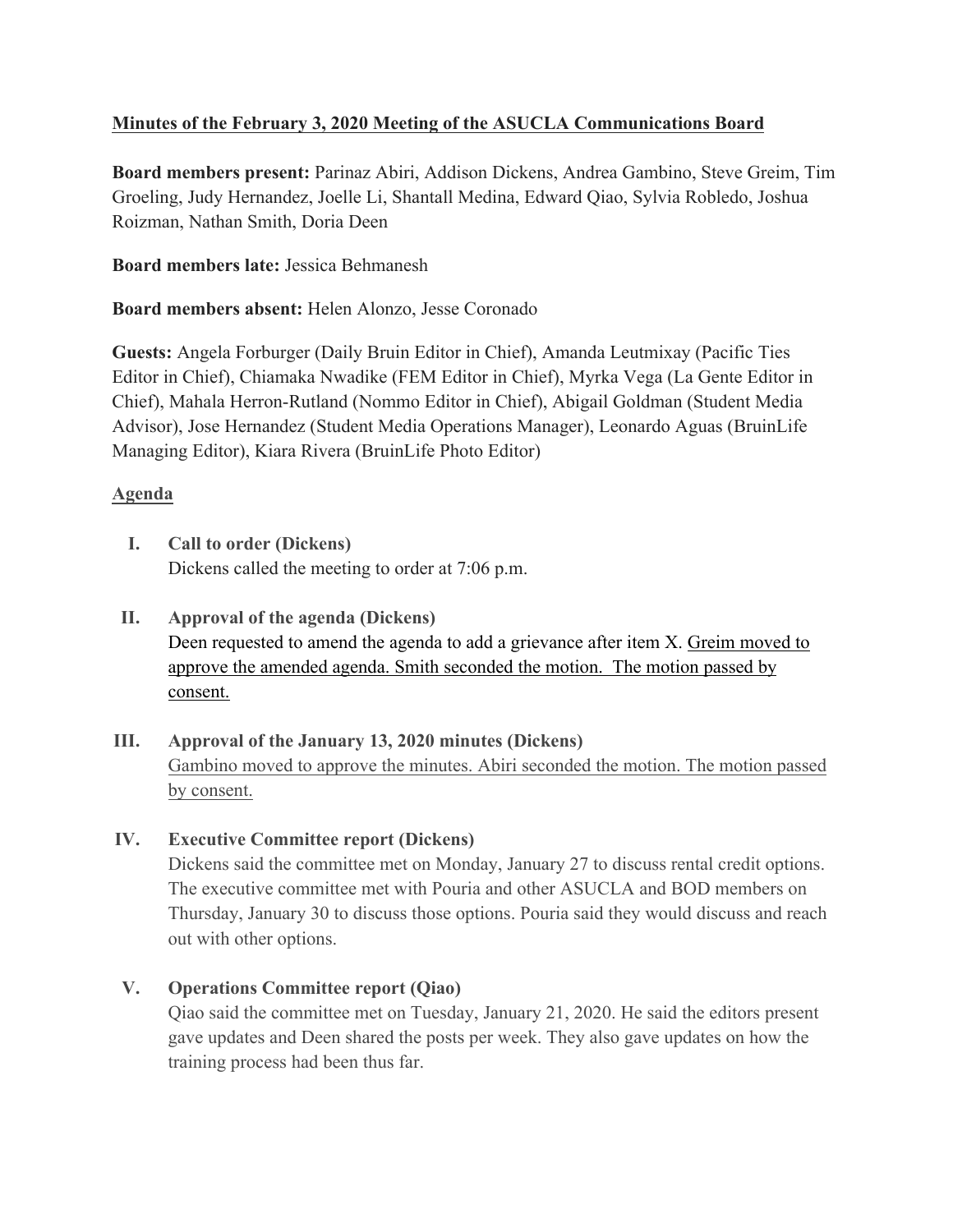**Minutes of the February 3, 2020 Meeting of the ASUCLA Communications Board**

**Board members present:** Parinaz Abiri, Addison Dickens, Andrea Gambino, Steve Greim, Tim Groeling, Judy Hernandez, Joelle Li, Shantall Medina, Edward Qiao, Sylvia Robledo, Joshua Roizman, Nathan Smith, Doria Deen

**Board members late:** Jessica Behmanesh

**Board members absent:** Helen Alonzo, Jesse Coronado

**Guests:** Angela Forburger (Daily Bruin Editor in Chief), Amanda Leutmixay (Pacific Ties Editor in Chief), Chiamaka Nwadike (FEM Editor in Chief), Myrka Vega (La Gente Editor in Chief), Mahala Herron-Rutland (Nommo Editor in Chief), Abigail Goldman (Student Media Advisor), Jose Hernandez (Student Media Operations Manager), Leonardo Aguas (BruinLife Managing Editor), Kiara Rivera (BruinLife Photo Editor)

## Agenda

I. **Call to order (Dickens)**
Dickens called the meeting to order at 7:06 p.m.

II. **Approval of the agenda (Dickens)**
Deen requested to amend the agenda to add a grievance after item X. Greim moved to approve the amended agenda. Smith seconded the motion. The motion passed by consent.

III. **Approval of the January 13, 2020 minutes (Dickens)**
Gambino moved to approve the minutes. Abiri seconded the motion. The motion passed by consent.

IV. **Executive Committee report (Dickens)**
Dickens said the committee met on Monday, January 27 to discuss rental credit options. The executive committee met with Pouria and other ASUCLA and BOD members on Thursday, January 30 to discuss those options. Pouria said they would discuss and reach out with other options.

V. **Operations Committee report (Qiao)**
Qiao said the committee met on Tuesday, January 21, 2020. He said the editors present gave updates and Deen shared the posts per week. They also gave updates on how the training process had been thus far.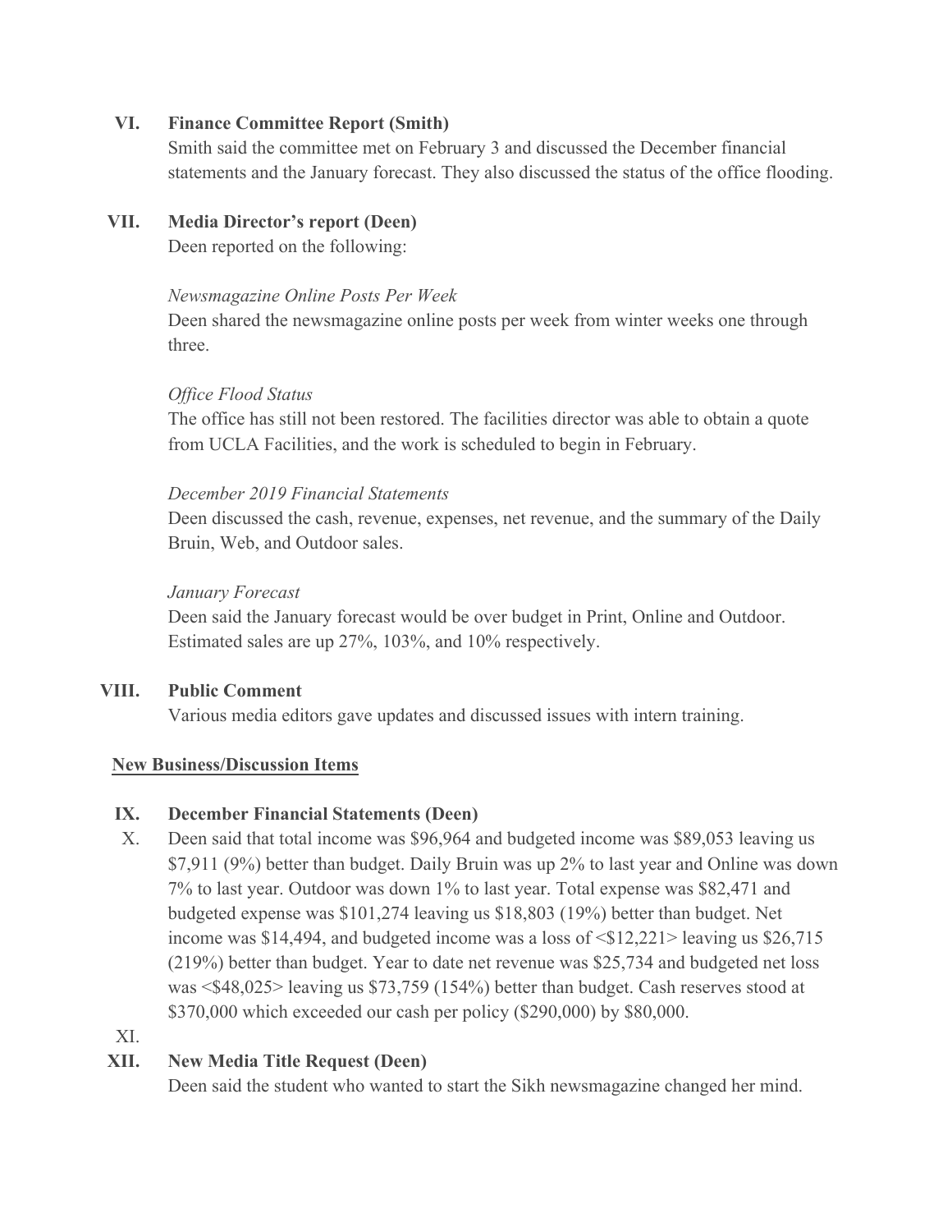**VI. Finance Committee Report (Smith)**

Smith said the committee met on February 3 and discussed the December financial statements and the January forecast. They also discussed the status of the office flooding.

**VII. Media Director's report (Deen)**

Deen reported on the following:

*Newsmagazine Online Posts Per Week*

Deen shared the newsmagazine online posts per week from winter weeks one through three.

*Office Flood Status*

The office has still not been restored. The facilities director was able to obtain a quote from UCLA Facilities, and the work is scheduled to begin in February.

*December 2019 Financial Statements*

Deen discussed the cash, revenue, expenses, net revenue, and the summary of the Daily Bruin, Web, and Outdoor sales.

*January Forecast*

Deen said the January forecast would be over budget in Print, Online and Outdoor. Estimated sales are up 27%, 103%, and 10% respectively.

**VIII. Public Comment**

Various media editors gave updates and discussed issues with intern training.

**New Business/Discussion Items**

**IX. December Financial Statements (Deen)**

X. Deen said that total income was $96,964 and budgeted income was $89,053 leaving us $7,911 (9%) better than budget. Daily Bruin was up 2% to last year and Online was down 7% to last year. Outdoor was down 1% to last year. Total expense was $82,471 and budgeted expense was $101,274 leaving us $18,803 (19%) better than budget. Net income was $14,494, and budgeted income was a loss of <$12,221> leaving us $26,715 (219%) better than budget. Year to date net revenue was $25,734 and budgeted net loss was <$48,025> leaving us $73,759 (154%) better than budget. Cash reserves stood at $370,000 which exceeded our cash per policy ($290,000) by $80,000.

XI.

**XII. New Media Title Request (Deen)**

Deen said the student who wanted to start the Sikh newsmagazine changed her mind.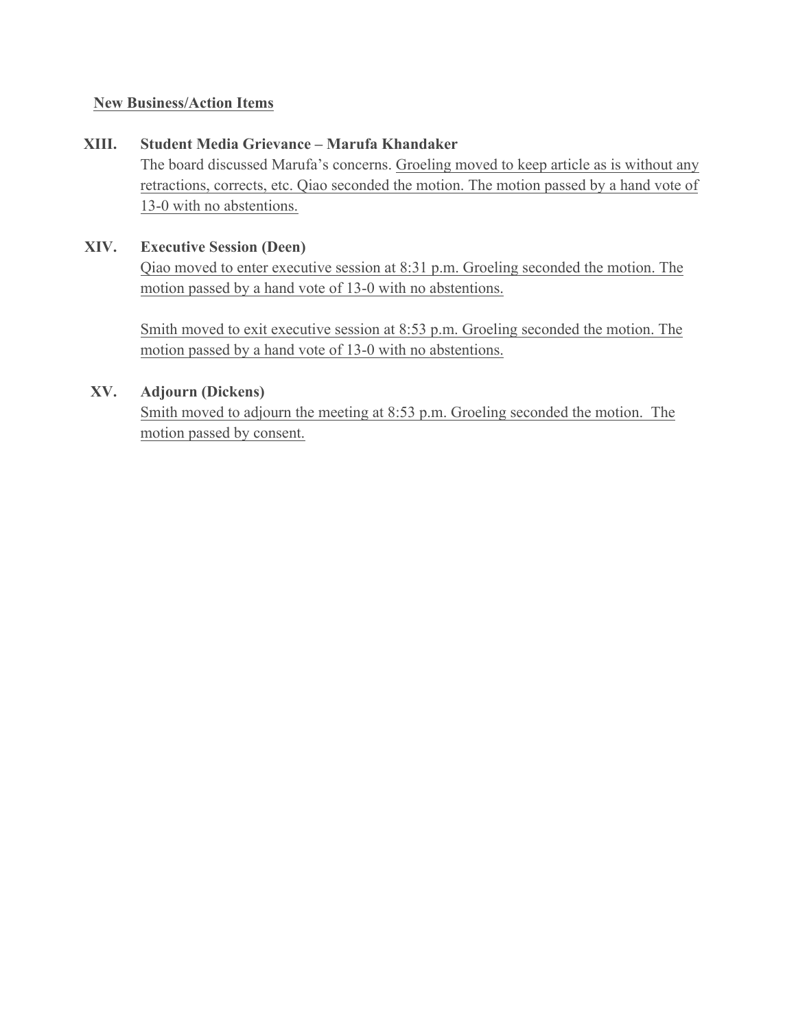**New Business/Action Items**

**XIII. Student Media Grievance – Marufa Khandaker**

The board discussed Marufa's concerns. Groeling moved to keep article as is without any retractions, corrects, etc. Qiao seconded the motion. The motion passed by a hand vote of 13-0 with no abstentions.

**XIV. Executive Session (Deen)**

Qiao moved to enter executive session at 8:31 p.m. Groeling seconded the motion. The motion passed by a hand vote of 13-0 with no abstentions.

Smith moved to exit executive session at 8:53 p.m. Groeling seconded the motion. The motion passed by a hand vote of 13-0 with no abstentions.

**XV. Adjourn (Dickens)**

Smith moved to adjourn the meeting at 8:53 p.m. Groeling seconded the motion. The motion passed by consent.